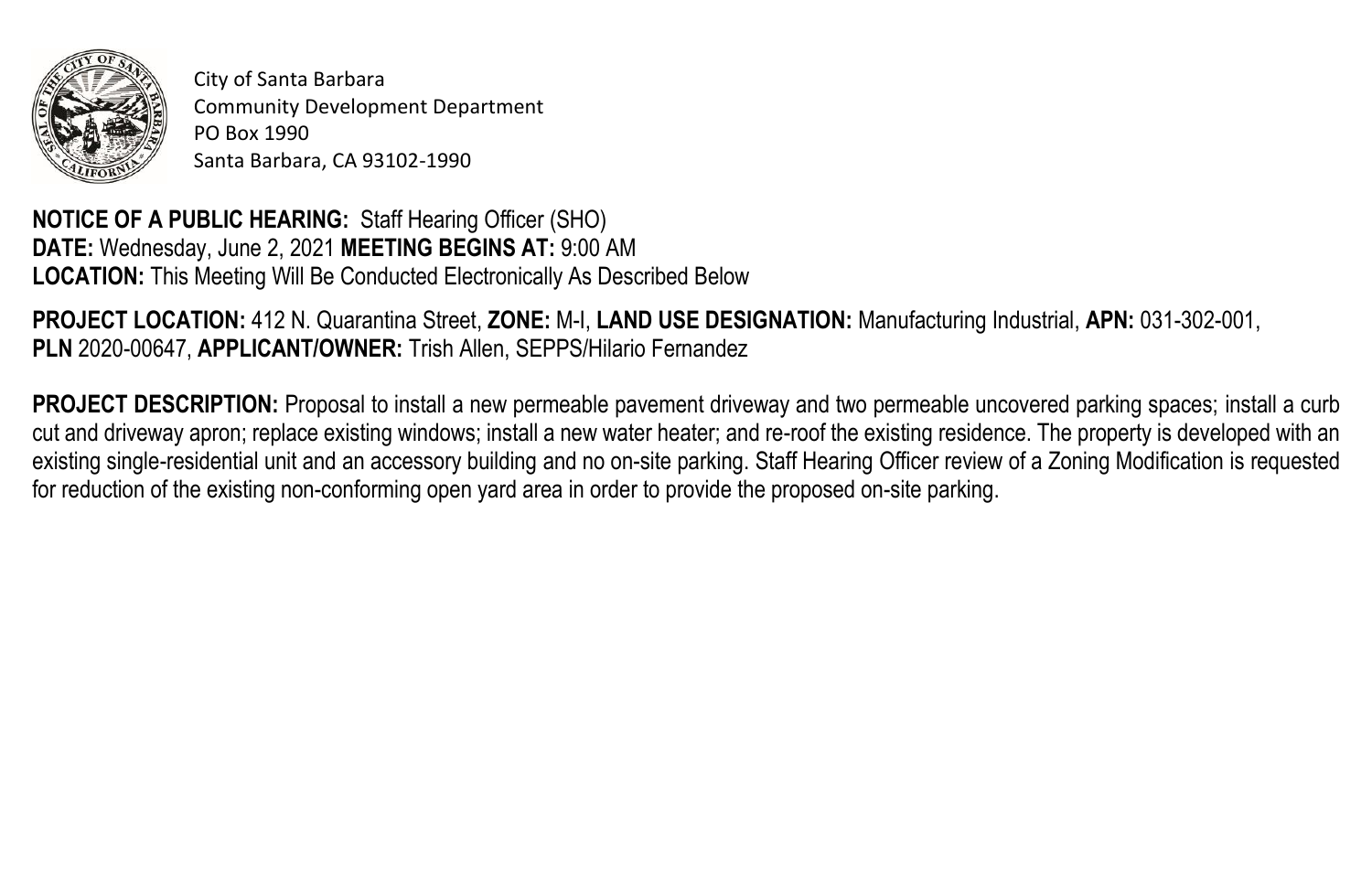City of Santa Barbara
Community Development Department
PO Box 1990
Santa Barbara, CA 93102-1990

**NOTICE OF A PUBLIC HEARING:** Staff Hearing Officer (SHO)
**DATE:** Wednesday, June 2, 2021 **MEETING BEGINS AT:** 9:00 AM
**LOCATION:** This Meeting Will Be Conducted Electronically As Described Below

**PROJECT LOCATION:** 412 N. Quarantina Street, **ZONE:** M-I, **LAND USE DESIGNATION:** Manufacturing Industrial, **APN:** 031-302-001, **PLN** 2020-00647, **APPLICANT/OWNER:** Trish Allen, SEPPS/Hilario Fernandez

**PROJECT DESCRIPTION:** Proposal to install a new permeable pavement driveway and two permeable uncovered parking spaces; install a curb cut and driveway apron; replace existing windows; install a new water heater; and re-roof the existing residence. The property is developed with an existing single-residential unit and an accessory building and no on-site parking. Staff Hearing Officer review of a Zoning Modification is requested for reduction of the existing non-conforming open yard area in order to provide the proposed on-site parking.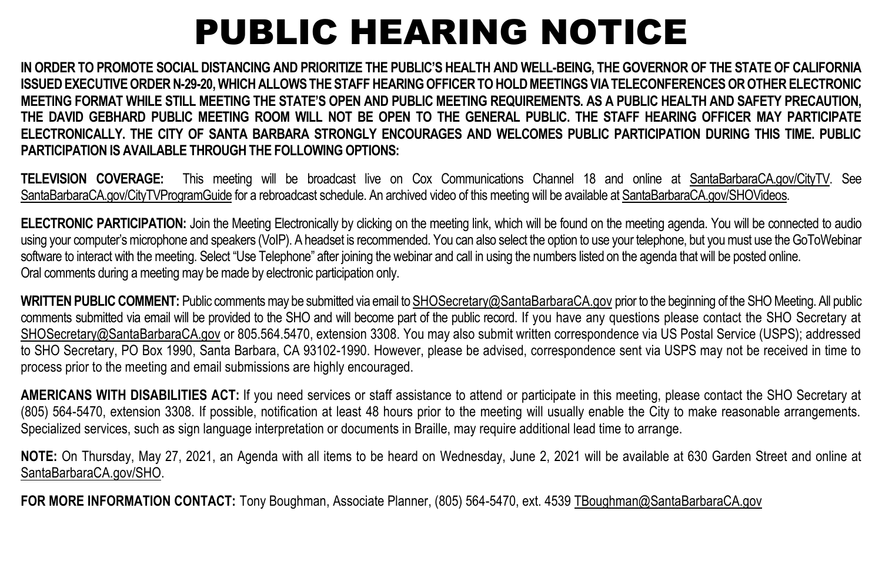# PUBLIC HEARING NOTICE

**IN ORDER TO PROMOTE SOCIAL DISTANCING AND PRIORITIZE THE PUBLIC'S HEALTH AND WELL-BEING, THE GOVERNOR OF THE STATE OF CALIFORNIA ISSUED EXECUTIVE ORDER N-29-20, WHICH ALLOWS THE STAFF HEARING OFFICER TO HOLD MEETINGS VIA TELECONFERENCES OR OTHER ELECTRONIC MEETING FORMAT WHILE STILL MEETING THE STATE'S OPEN AND PUBLIC MEETING REQUIREMENTS. AS A PUBLIC HEALTH AND SAFETY PRECAUTION, THE DAVID GEBHARD PUBLIC MEETING ROOM WILL NOT BE OPEN TO THE GENERAL PUBLIC. THE STAFF HEARING OFFICER MAY PARTICIPATE ELECTRONICALLY. THE CITY OF SANTA BARBARA STRONGLY ENCOURAGES AND WELCOMES PUBLIC PARTICIPATION DURING THIS TIME. PUBLIC PARTICIPATION IS AVAILABLE THROUGH THE FOLLOWING OPTIONS:**

**TELEVISION COVERAGE:** This meeting will be broadcast live on Cox Communications Channel 18 and online at SantaBarbaraCA.gov/CityTV. See SantaBarbaraCA.gov/CityTVProgramGuide for a rebroadcast schedule. An archived video of this meeting will be available at SantaBarbaraCA.gov/SHOVideos.

**ELECTRONIC PARTICIPATION:** Join the Meeting Electronically by clicking on the meeting link, which will be found on the meeting agenda. You will be connected to audio using your computer's microphone and speakers (VoIP). A headset is recommended. You can also select the option to use your telephone, but you must use the GoToWebinar software to interact with the meeting. Select "Use Telephone" after joining the webinar and call in using the numbers listed on the agenda that will be posted online.
Oral comments during a meeting may be made by electronic participation only.

**WRITTEN PUBLIC COMMENT:** Public comments may be submitted via email to SHOSecretary@SantaBarbaraCA.gov prior to the beginning of the SHO Meeting. All public comments submitted via email will be provided to the SHO and will become part of the public record. If you have any questions please contact the SHO Secretary at SHOSecretary@SantaBarbaraCA.gov or 805.564.5470, extension 3308. You may also submit written correspondence via US Postal Service (USPS); addressed to SHO Secretary, PO Box 1990, Santa Barbara, CA 93102-1990. However, please be advised, correspondence sent via USPS may not be received in time to process prior to the meeting and email submissions are highly encouraged.

**AMERICANS WITH DISABILITIES ACT:** If you need services or staff assistance to attend or participate in this meeting, please contact the SHO Secretary at (805) 564-5470, extension 3308. If possible, notification at least 48 hours prior to the meeting will usually enable the City to make reasonable arrangements. Specialized services, such as sign language interpretation or documents in Braille, may require additional lead time to arrange.

**NOTE:** On Thursday, May 27, 2021, an Agenda with all items to be heard on Wednesday, June 2, 2021 will be available at 630 Garden Street and online at SantaBarbaraCA.gov/SHO.

**FOR MORE INFORMATION CONTACT:** Tony Boughman, Associate Planner, (805) 564-5470, ext. 4539 TBoughman@SantaBarbaraCA.gov